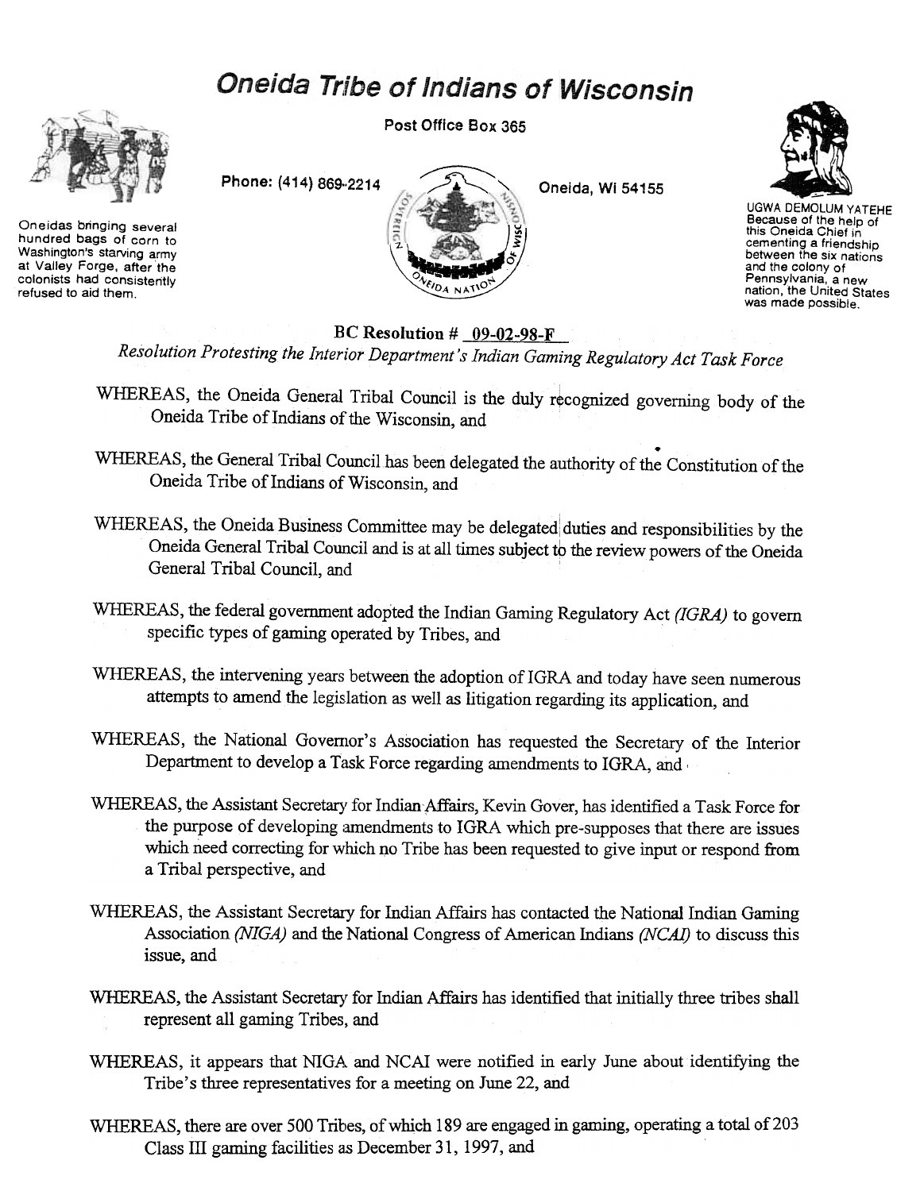# Oneida Tribe of Indians of Wisconsin

Post Office Box 365

Phone: (414) 869-2214

Oneida, WI 54155

Oneidas bringing several hundred bags of corn to Washington's starving army at Valley Forge, after the colonists had consistently refused to aid them.

UGWA DEMOLUM YATEHE Because of the help of this Oneida Chief in cementing a friendship between the six nations and the colony of Pennsylvania, a new nation, the United States was made possible.

**BC Resolution # 09-02-98-F**

*Resolution Protesting the Interior Department's Indian Gaming Regulatory Act Task Force*

WHEREAS, the Oneida General Tribal Council is the duly recognized governing body of the Oneida Tribe of Indians of the Wisconsin, and

WHEREAS, the General Tribal Council has been delegated the authority of the Constitution of the Oneida Tribe of Indians of Wisconsin, and

WHEREAS, the Oneida Business Committee may be delegated duties and responsibilities by the Oneida General Tribal Council and is at all times subject to the review powers of the Oneida General Tribal Council, and

WHEREAS, the federal government adopted the Indian Gaming Regulatory Act *(IGRA)* to govern specific types of gaming operated by Tribes, and

WHEREAS, the intervening years between the adoption of IGRA and today have seen numerous attempts to amend the legislation as well as litigation regarding its application, and

WHEREAS, the National Governor's Association has requested the Secretary of the Interior Department to develop a Task Force regarding amendments to IGRA, and

WHEREAS, the Assistant Secretary for Indian Affairs, Kevin Gover, has identified a Task Force for the purpose of developing amendments to IGRA which pre-supposes that there are issues which need correcting for which no Tribe has been requested to give input or respond from a Tribal perspective, and

WHEREAS, the Assistant Secretary for Indian Affairs has contacted the National Indian Gaming Association *(NIGA)* and the National Congress of American Indians *(NCAI)* to discuss this issue, and

WHEREAS, the Assistant Secretary for Indian Affairs has identified that initially three tribes shall represent all gaming Tribes, and

WHEREAS, it appears that NIGA and NCAI were notified in early June about identifying the Tribe's three representatives for a meeting on June 22, and

WHEREAS, there are over 500 Tribes, of which 189 are engaged in gaming, operating a total of 203 Class III gaming facilities as December 31, 1997, and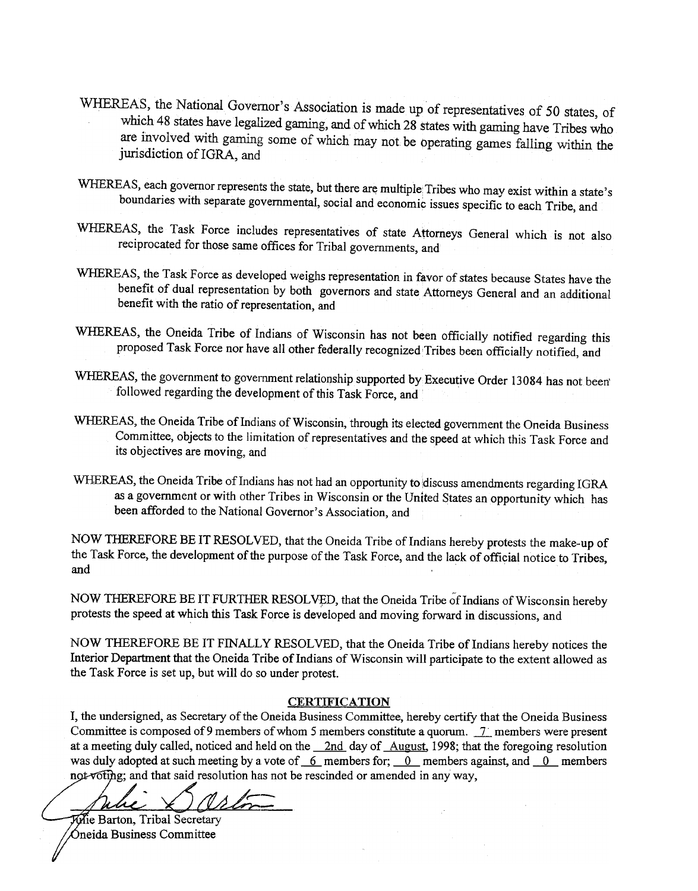WHEREAS, the National Governor's Association is made up of representatives of 50 states, of which 48 states have legalized gaming, and of which 28 states with gaming have Tribes who are involved with gaming some of which may not be operating games falling within the jurisdiction of IGRA, and

WHEREAS, each governor represents the state, but there are multiple Tribes who may exist within a state's boundaries with separate governmental, social and economic issues specific to each Tribe, and

WHEREAS, the Task Force includes representatives of state Attorneys General which is not also reciprocated for those same offices for Tribal governments, and

WHEREAS, the Task Force as developed weighs representation in favor of states because States have the benefit of dual representation by both governors and state Attorneys General and an additional benefit with the ratio of representation, and

WHEREAS, the Oneida Tribe of Indians of Wisconsin has not been officially notified regarding this proposed Task Force nor have all other federally recognized Tribes been officially notified, and

WHEREAS, the government to government relationship supported by Executive Order 13084 has not been followed regarding the development of this Task Force, and

WHEREAS, the Oneida Tribe of Indians of Wisconsin, through its elected government the Oneida Business Committee, objects to the limitation of representatives and the speed at which this Task Force and its objectives are moving, and

WHEREAS, the Oneida Tribe of Indians has not had an opportunity to discuss amendments regarding IGRA as a government or with other Tribes in Wisconsin or the United States an opportunity which has been afforded to the National Governor's Association, and

NOW THEREFORE BE IT RESOLVED, that the Oneida Tribe of Indians hereby protests the make-up of the Task Force, the development of the purpose of the Task Force, and the lack of official notice to Tribes, and

NOW THEREFORE BE IT FURTHER RESOLVED, that the Oneida Tribe of Indians of Wisconsin hereby protests the speed at which this Task Force is developed and moving forward in discussions, and

NOW THEREFORE BE IT FINALLY RESOLVED, that the Oneida Tribe of Indians hereby notices the Interior Department that the Oneida Tribe of Indians of Wisconsin will participate to the extent allowed as the Task Force is set up, but will do so under protest.

## CERTIFICATION

I, the undersigned, as Secretary of the Oneida Business Committee, hereby certify that the Oneida Business Committee is composed of 9 members of whom 5 members constitute a quorum. 7 members were present at a meeting duly called, noticed and held on the 2nd day of August, 1998; that the foregoing resolution was duly adopted at such meeting by a vote of 6 members for; 0 members against, and 0 members not voting; and that said resolution has not be rescinded or amended in any way,

Julie Barton, Tribal Secretary
Oneida Business Committee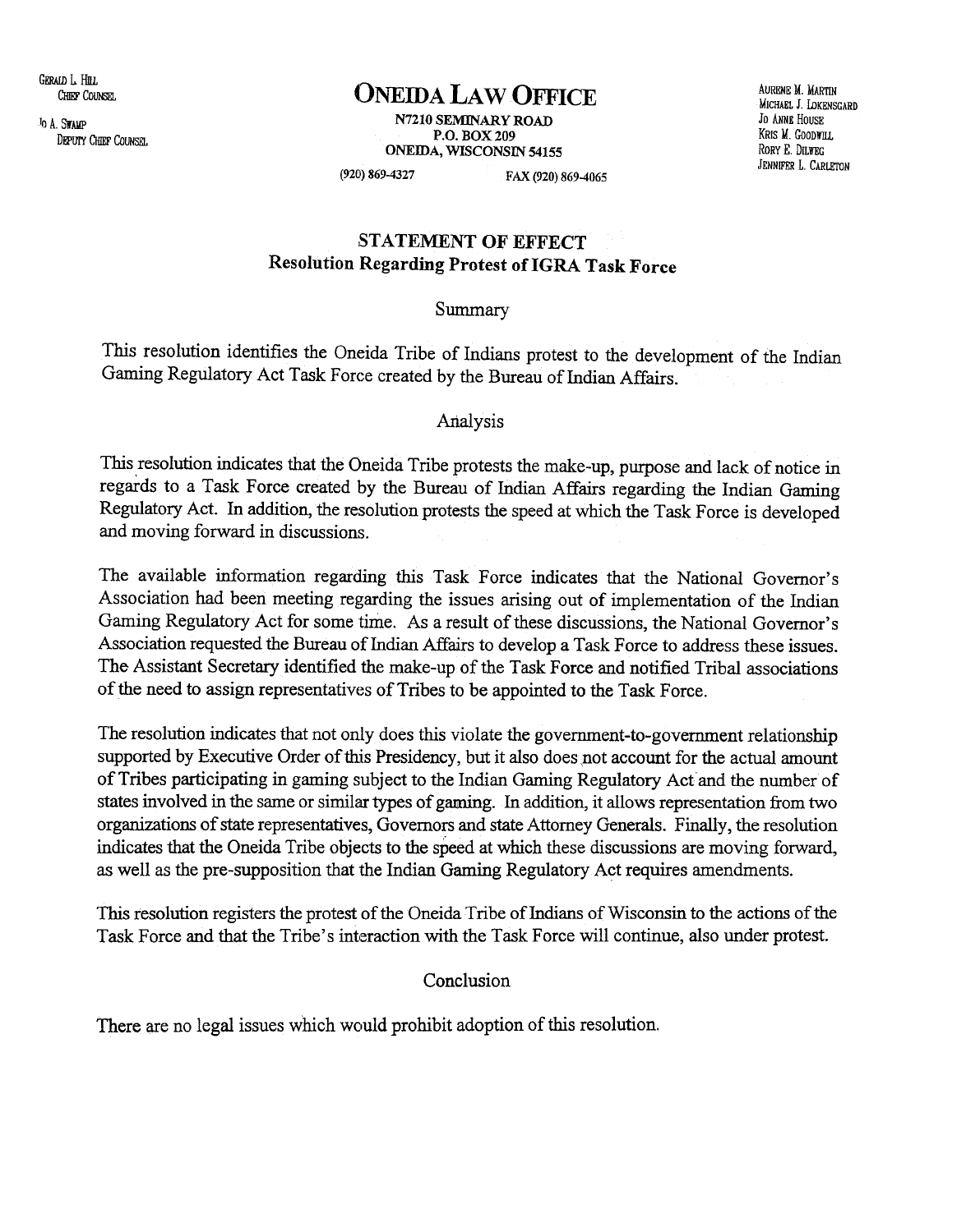GERALD L. HILL
CHIEF COUNSEL

JO A. STAMP
DEPUTY CHIEF COUNSEL

# ONEIDA LAW OFFICE

**N7210 SEMINARY ROAD**
**P.O. BOX 209**
**ONEIDA, WISCONSIN 54155**

(920) 869-4327 FAX (920) 869-4065

AURENE M. MARTIN
MICHAEL J. LOKENSGARD
JO ANNE HOUSE
KRIS M. GOODWILL
RORY E. DILWEG
JENNIFER L. CARLETON

## STATEMENT OF EFFECT
## Resolution Regarding Protest of IGRA Task Force

### Summary

This resolution identifies the Oneida Tribe of Indians protest to the development of the Indian Gaming Regulatory Act Task Force created by the Bureau of Indian Affairs.

### Analysis

This resolution indicates that the Oneida Tribe protests the make-up, purpose and lack of notice in regards to a Task Force created by the Bureau of Indian Affairs regarding the Indian Gaming Regulatory Act. In addition, the resolution protests the speed at which the Task Force is developed and moving forward in discussions.

The available information regarding this Task Force indicates that the National Governor's Association had been meeting regarding the issues arising out of implementation of the Indian Gaming Regulatory Act for some time. As a result of these discussions, the National Governor's Association requested the Bureau of Indian Affairs to develop a Task Force to address these issues. The Assistant Secretary identified the make-up of the Task Force and notified Tribal associations of the need to assign representatives of Tribes to be appointed to the Task Force.

The resolution indicates that not only does this violate the government-to-government relationship supported by Executive Order of this Presidency, but it also does not account for the actual amount of Tribes participating in gaming subject to the Indian Gaming Regulatory Act and the number of states involved in the same or similar types of gaming. In addition, it allows representation from two organizations of state representatives, Governors and state Attorney Generals. Finally, the resolution indicates that the Oneida Tribe objects to the speed at which these discussions are moving forward, as well as the pre-supposition that the Indian Gaming Regulatory Act requires amendments.

This resolution registers the protest of the Oneida Tribe of Indians of Wisconsin to the actions of the Task Force and that the Tribe's interaction with the Task Force will continue, also under protest.

### Conclusion

There are no legal issues which would prohibit adoption of this resolution.